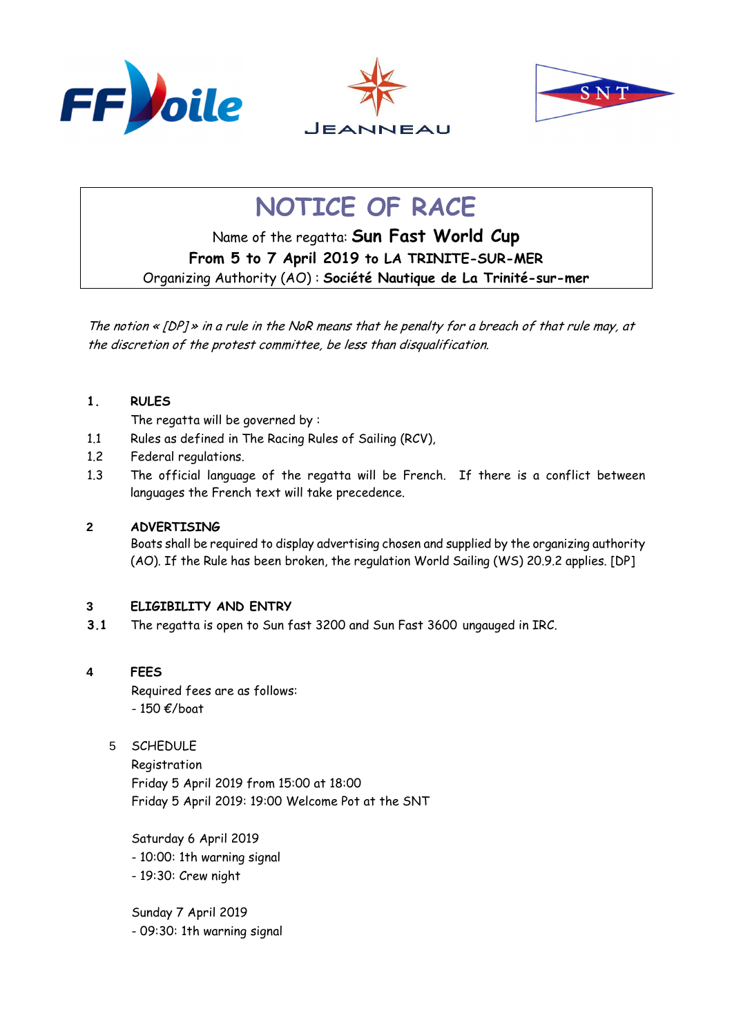# NOTICE OF RACE

Name of the regatta: **Sun Fast World Cup**

**From 5 to 7 April 2019 to LA TRINITE-SUR-MER**

Organizing Authority (AO) : **Société Nautique de La Trinité-sur-mer**

*The notion « [DP] » in a rule in the NoR means that he penalty for a breach of that rule may, at the discretion of the protest committee, be less than disqualification.*

## 1. RULES

The regatta will be governed by :

1.1 Rules as defined in The Racing Rules of Sailing (RCV),

1.2 Federal regulations.

1.3 The official language of the regatta will be French. If there is a conflict between languages the French text will take precedence.

## 2 ADVERTISING

Boats shall be required to display advertising chosen and supplied by the organizing authority (AO). If the Rule has been broken, the regulation World Sailing (WS) 20.9.2 applies. [DP]

## 3 ELIGIBILITY AND ENTRY

**3.1** The regatta is open to Sun fast 3200 and Sun Fast 3600 ungauged in IRC.

## 4 FEES

Required fees are as follows:

- 150 €/boat

## 5 SCHEDULE

Registration

Friday 5 April 2019 from 15:00 at 18:00

Friday 5 April 2019: 19:00 Welcome Pot at the SNT

Saturday 6 April 2019

- 10:00: 1th warning signal
- 19:30: Crew night

Sunday 7 April 2019

- 09:30: 1th warning signal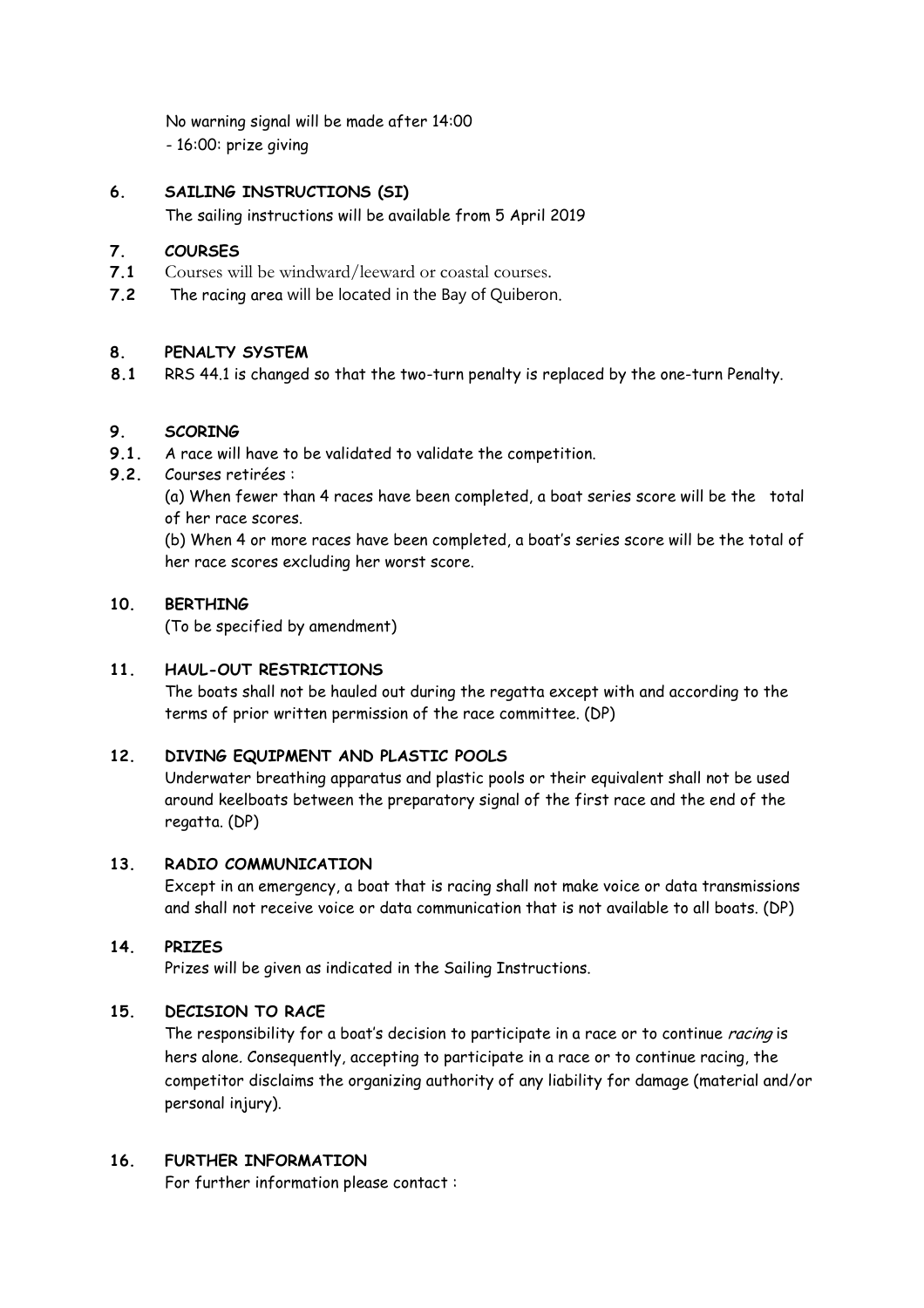No warning signal will be made after 14:00

- 16:00: prize giving

## 6. SAILING INSTRUCTIONS (SI)

The sailing instructions will be available from 5 April 2019

## 7. COURSES

**7.1** Courses will be windward/leeward or coastal courses.

**7.2** The racing area will be located in the Bay of Quiberon.

## 8. PENALTY SYSTEM

**8.1** RRS 44.1 is changed so that the two-turn penalty is replaced by the one-turn Penalty.

## 9. SCORING

**9.1.** A race will have to be validated to validate the competition.

**9.2.** Courses retirées :

(a) When fewer than 4 races have been completed, a boat series score will be the total of her race scores.

(b) When 4 or more races have been completed, a boat's series score will be the total of her race scores excluding her worst score.

## 10. BERTHING

(To be specified by amendment)

## 11. HAUL-OUT RESTRICTIONS

The boats shall not be hauled out during the regatta except with and according to the terms of prior written permission of the race committee. (DP)

## 12. DIVING EQUIPMENT AND PLASTIC POOLS

Underwater breathing apparatus and plastic pools or their equivalent shall not be used around keelboats between the preparatory signal of the first race and the end of the regatta. (DP)

## 13. RADIO COMMUNICATION

Except in an emergency, a boat that is racing shall not make voice or data transmissions and shall not receive voice or data communication that is not available to all boats. (DP)

## 14. PRIZES

Prizes will be given as indicated in the Sailing Instructions.

## 15. DECISION TO RACE

The responsibility for a boat's decision to participate in a race or to continue *racing* is hers alone. Consequently, accepting to participate in a race or to continue racing, the competitor disclaims the organizing authority of any liability for damage (material and/or personal injury).

## 16. FURTHER INFORMATION

For further information please contact :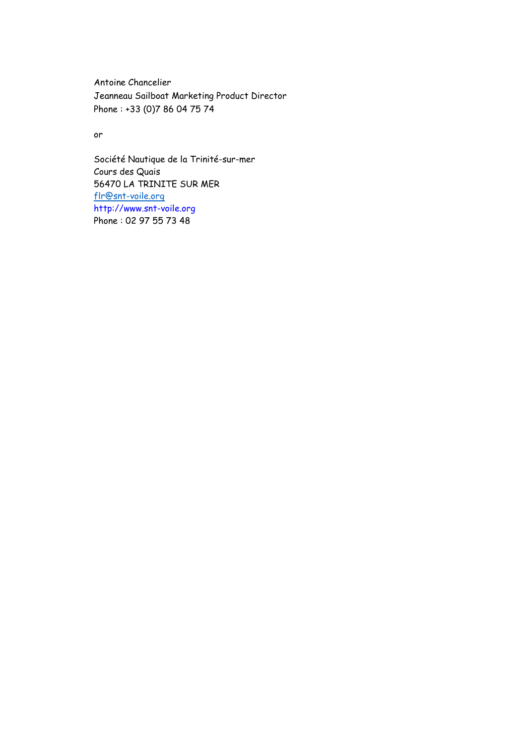Antoine Chancelier  
Jeanneau Sailboat Marketing Product Director  
Phone : +33 (0)7 86 04 75 74

or

Société Nautique de la Trinité-sur-mer  
Cours des Quais  
56470 LA TRINITE SUR MER  
flr@snt-voile.org  
http://www.snt-voile.org  
Phone : 02 97 55 73 48